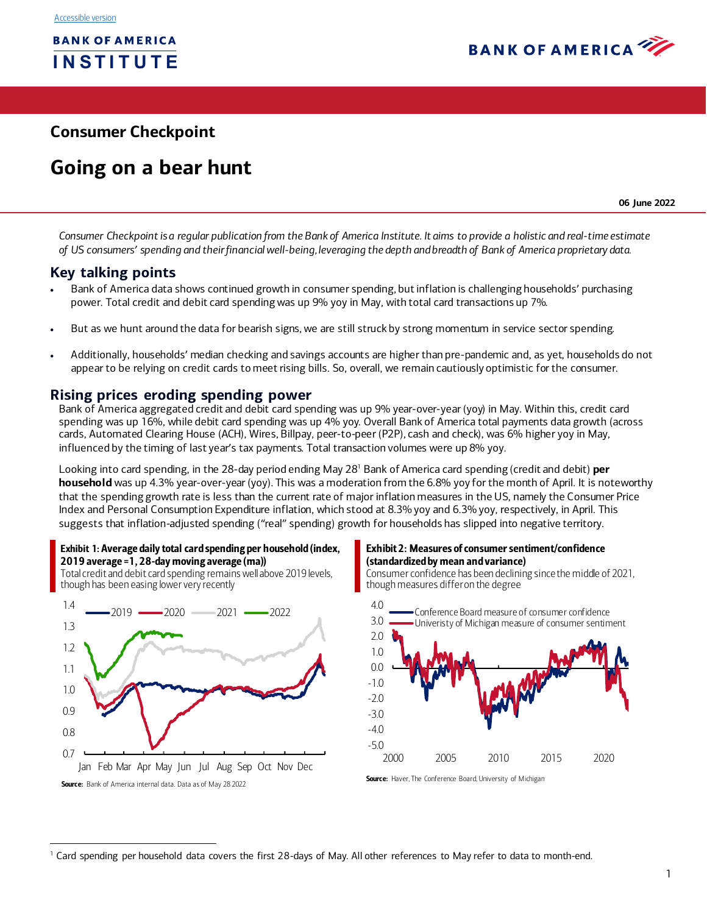Accessible version

BANK OF AMERICA INSTITUTE

## Consumer Checkpoint

# Going on a bear hunt

**06 June 2022**

*Consumer Checkpoint is a regular publication from the Bank of America Institute. It aims to provide a holistic and real-time estimate of US consumers' spending and their financial well-being, leveraging the depth and breadth of Bank of America proprietary data.*

## Key talking points

- Bank of America data shows continued growth in consumer spending, but inflation is challenging households' purchasing power. Total credit and debit card spending was up 9% yoy in May, with total card transactions up 7%.
- But as we hunt around the data for bearish signs, we are still struck by strong momentum in service sector spending.
- Additionally, households' median checking and savings accounts are higher than pre-pandemic and, as yet, households do not appear to be relying on credit cards to meet rising bills. So, overall, we remain cautiously optimistic for the consumer.

## Rising prices eroding spending power

Bank of America aggregated credit and debit card spending was up 9% year-over-year (yoy) in May. Within this, credit card spending was up 16%, while debit card spending was up 4% yoy. Overall Bank of America total payments data growth (across cards, Automated Clearing House (ACH), Wires, Billpay, peer-to-peer (P2P), cash and check), was 6% higher yoy in May, influenced by the timing of last year's tax payments. Total transaction volumes were up 8% yoy.

Looking into card spending, in the 28-day period ending May 28[1] Bank of America card spending (credit and debit) **per household** was up 4.3% year-over-year (yoy). This was a moderation from the 6.8% yoy for the month of April. It is noteworthy that the spending growth rate is less than the current rate of major inflation measures in the US, namely the Consumer Price Index and Personal Consumption Expenditure inflation, which stood at 8.3% yoy and 6.3% yoy, respectively, in April. This suggests that inflation-adjusted spending ("real" spending) growth for households has slipped into negative territory.

**Exhibit 1: Average daily total card spending per household (index, 2019 average =1, 28-day moving average (ma))**

Total credit and debit card spending remains well above 2019 levels, though has been easing lower very recently

Source: Bank of America internal data. Data as of May 28 2022

**Exhibit 2: Measures of consumer sentiment/confidence (standardized by mean and variance)**

Consumer confidence has been declining since the middle of 2021, though measures differ on the degree

Source: Haver, The Conference Board, University of Michigan

[1] Card spending per household data covers the first 28-days of May. All other references to May refer to data to month-end.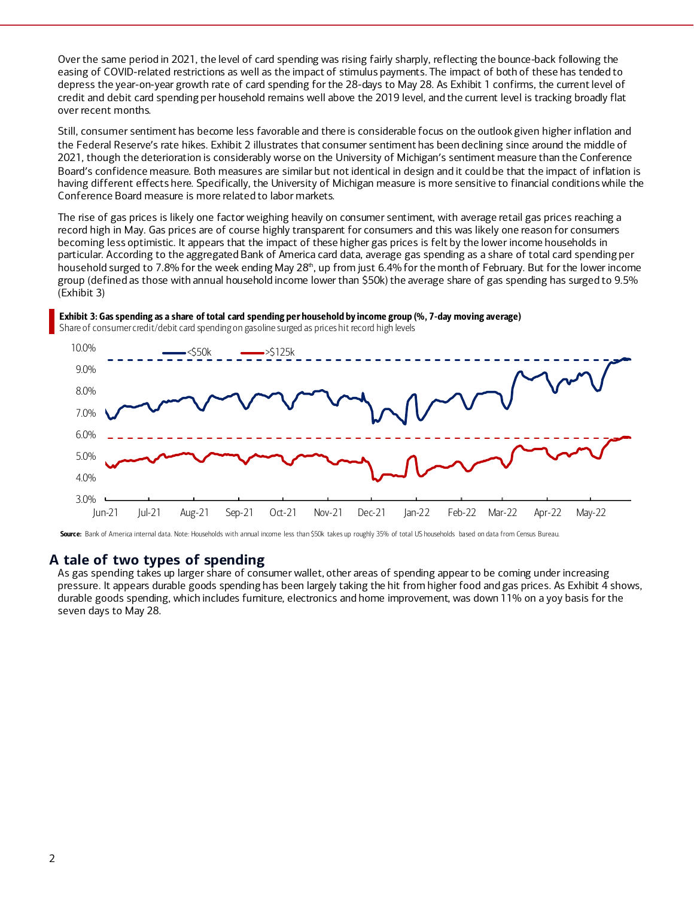Over the same period in 2021, the level of card spending was rising fairly sharply, reflecting the bounce-back following the easing of COVID-related restrictions as well as the impact of stimulus payments. The impact of both of these has tended to depress the year-on-year growth rate of card spending for the 28-days to May 28. As Exhibit 1 confirms, the current level of credit and debit card spending per household remains well above the 2019 level, and the current level is tracking broadly flat over recent months.

Still, consumer sentiment has become less favorable and there is considerable focus on the outlook given higher inflation and the Federal Reserve's rate hikes. Exhibit 2 illustrates that consumer sentiment has been declining since around the middle of 2021, though the deterioration is considerably worse on the University of Michigan's sentiment measure than the Conference Board's confidence measure. Both measures are similar but not identical in design and it could be that the impact of inflation is having different effects here. Specifically, the University of Michigan measure is more sensitive to financial conditions while the Conference Board measure is more related to labor markets.

The rise of gas prices is likely one factor weighing heavily on consumer sentiment, with average retail gas prices reaching a record high in May. Gas prices are of course highly transparent for consumers and this was likely one reason for consumers becoming less optimistic. It appears that the impact of these higher gas prices is felt by the lower income households in particular. According to the aggregated Bank of America card data, average gas spending as a share of total card spending per household surged to 7.8% for the week ending May 28th, up from just 6.4% for the month of February. But for the lower income group (defined as those with annual household income lower than $50k) the average share of gas spending has surged to 9.5% (Exhibit 3)

**Exhibit 3: Gas spending as a share of total card spending per household by income group (%, 7-day moving average)**

Share of consumer credit/debit card spending on gasoline surged as prices hit record high levels

**Source:** Bank of America internal data. Note: Households with annual income less than $50k takes up roughly 35% of total US households based on data from Census Bureau.

## A tale of two types of spending

As gas spending takes up larger share of consumer wallet, other areas of spending appear to be coming under increasing pressure. It appears durable goods spending has been largely taking the hit from higher food and gas prices. As Exhibit 4 shows, durable goods spending, which includes furniture, electronics and home improvement, was down 11% on a yoy basis for the seven days to May 28.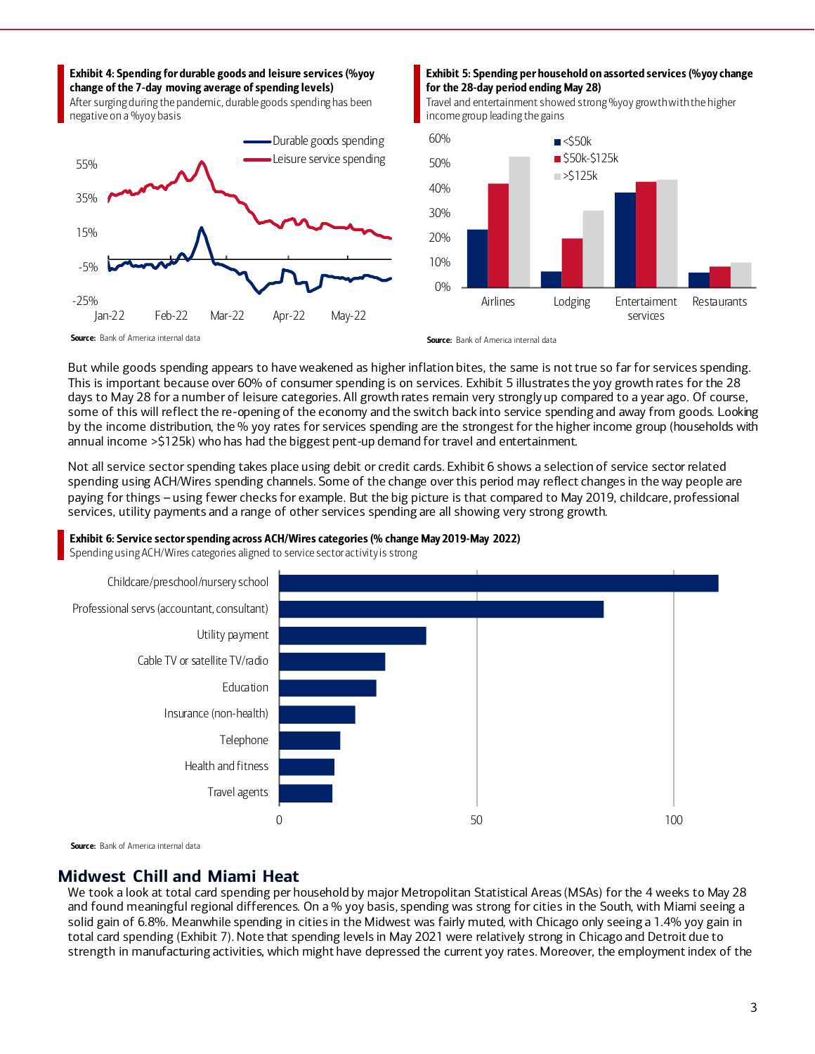**Exhibit 4: Spending for durable goods and leisure services (%yoy change of the 7-day moving average of spending levels)**

After surging during the pandemic, durable goods spending has been negative on a %yoy basis

**Source:** Bank of America internal data

**Exhibit 5: Spending per household on assorted services (%yoy change for the 28-day period ending May 28)**

Travel and entertainment showed strong %yoy growth with the higher income group leading the gains

**Source:** Bank of America internal data

But while goods spending appears to have weakened as higher inflation bites, the same is not true so far for services spending. This is important because over 60% of consumer spending is on services. Exhibit 5 illustrates the yoy growth rates for the 28 days to May 28 for a number of leisure categories. All growth rates remain very strongly up compared to a year ago. Of course, some of this will reflect the re-opening of the economy and the switch back into service spending and away from goods. Looking by the income distribution, the % yoy rates for services spending are the strongest for the higher income group (households with annual income >$125k) who has had the biggest pent-up demand for travel and entertainment.

Not all service sector spending takes place using debit or credit cards. Exhibit 6 shows a selection of service sector related spending using ACH/Wires spending channels. Some of the change over this period may reflect changes in the way people are paying for things – using fewer checks for example. But the big picture is that compared to May 2019, childcare, professional services, utility payments and a range of other services spending are all showing very strong growth.

**Exhibit 6: Service sector spending across ACH/Wires categories (% change May 2019-May 2022)**

Spending using ACH/Wires categories aligned to service sector activity is strong

**Source:** Bank of America internal data

## Midwest Chill and Miami Heat

We took a look at total card spending per household by major Metropolitan Statistical Areas (MSAs) for the 4 weeks to May 28 and found meaningful regional differences. On a % yoy basis, spending was strong for cities in the South, with Miami seeing a solid gain of 6.8%. Meanwhile spending in cities in the Midwest was fairly muted, with Chicago only seeing a 1.4% yoy gain in total card spending (Exhibit 7). Note that spending levels in May 2021 were relatively strong in Chicago and Detroit due to strength in manufacturing activities, which might have depressed the current yoy rates. Moreover, the employment index of the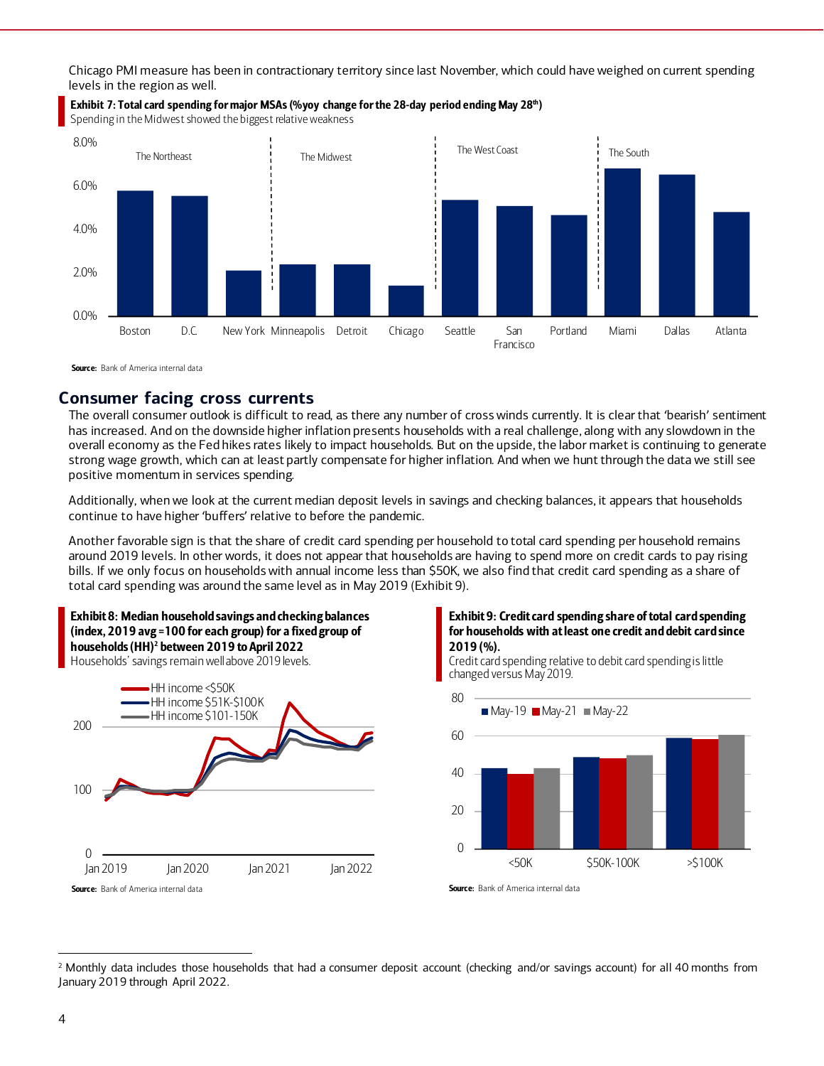Chicago PMI measure has been in contractionary territory since last November, which could have weighed on current spending levels in the region as well.

**Exhibit 7: Total card spending for major MSAs (%yoy change for the 28-day period ending May 28th)**

Spending in the Midwest showed the biggest relative weakness

**Source:** Bank of America internal data

## Consumer facing cross currents

The overall consumer outlook is difficult to read, as there any number of cross winds currently. It is clear that 'bearish' sentiment has increased. And on the downside higher inflation presents households with a real challenge, along with any slowdown in the overall economy as the Fed hikes rates likely to impact households. But on the upside, the labor market is continuing to generate strong wage growth, which can at least partly compensate for higher inflation. And when we hunt through the data we still see positive momentum in services spending.

Additionally, when we look at the current median deposit levels in savings and checking balances, it appears that households continue to have higher 'buffers' relative to before the pandemic.

Another favorable sign is that the share of credit card spending per household to total card spending per household remains around 2019 levels. In other words, it does not appear that households are having to spend more on credit cards to pay rising bills. If we only focus on households with annual income less than $50K, we also find that credit card spending as a share of total card spending was around the same level as in May 2019 (Exhibit 9).

**Exhibit 8: Median household savings and checking balances (index, 2019 avg = 100 for each group) for a fixed group of households (HH)[2] between 2019 to April 2022**

Households' savings remain well above 2019 levels.

**Source:** Bank of America internal data

**Exhibit 9: Credit card spending share of total card spending for households with at least one credit and debit card since 2019 (%).**

Credit card spending relative to debit card spending is little changed versus May 2019.

**Source:** Bank of America internal data

[2] Monthly data includes those households that had a consumer deposit account (checking and/or savings account) for all 40 months from January 2019 through April 2022.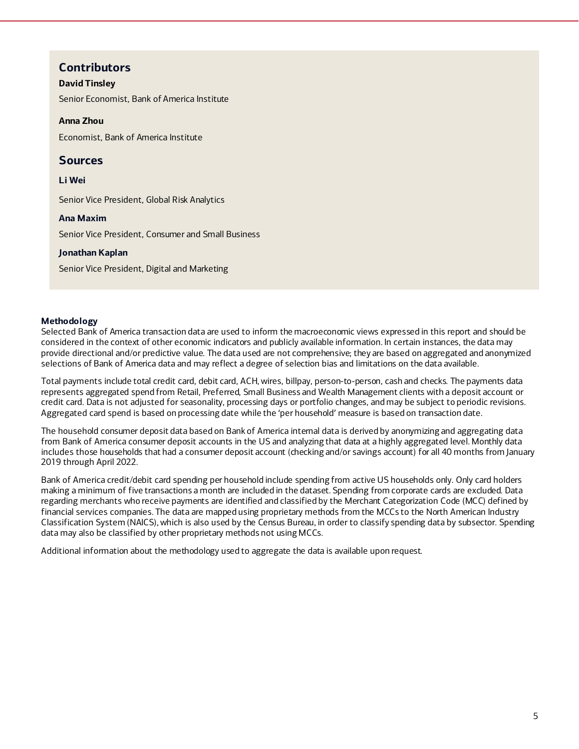## Contributors

**David Tinsley**

Senior Economist, Bank of America Institute

**Anna Zhou**

Economist, Bank of America Institute

## Sources

**Li Wei**

Senior Vice President, Global Risk Analytics

**Ana Maxim**

Senior Vice President, Consumer and Small Business

**Jonathan Kaplan**

Senior Vice President, Digital and Marketing

### Methodology

Selected Bank of America transaction data are used to inform the macroeconomic views expressed in this report and should be considered in the context of other economic indicators and publicly available information. In certain instances, the data may provide directional and/or predictive value. The data used are not comprehensive; they are based on aggregated and anonymized selections of Bank of America data and may reflect a degree of selection bias and limitations on the data available.

Total payments include total credit card, debit card, ACH, wires, billpay, person-to-person, cash and checks. The payments data represents aggregated spend from Retail, Preferred, Small Business and Wealth Management clients with a deposit account or credit card. Data is not adjusted for seasonality, processing days or portfolio changes, and may be subject to periodic revisions. Aggregated card spend is based on processing date while the 'per household' measure is based on transaction date.

The household consumer deposit data based on Bank of America internal data is derived by anonymizing and aggregating data from Bank of America consumer deposit accounts in the US and analyzing that data at a highly aggregated level. Monthly data includes those households that had a consumer deposit account (checking and/or savings account) for all 40 months from January 2019 through April 2022.

Bank of America credit/debit card spending per household include spending from active US households only. Only card holders making a minimum of five transactions a month are included in the dataset. Spending from corporate cards are excluded. Data regarding merchants who receive payments are identified and classified by the Merchant Categorization Code (MCC) defined by financial services companies. The data are mapped using proprietary methods from the MCCs to the North American Industry Classification System (NAICS), which is also used by the Census Bureau, in order to classify spending data by subsector. Spending data may also be classified by other proprietary methods not using MCCs.

Additional information about the methodology used to aggregate the data is available upon request.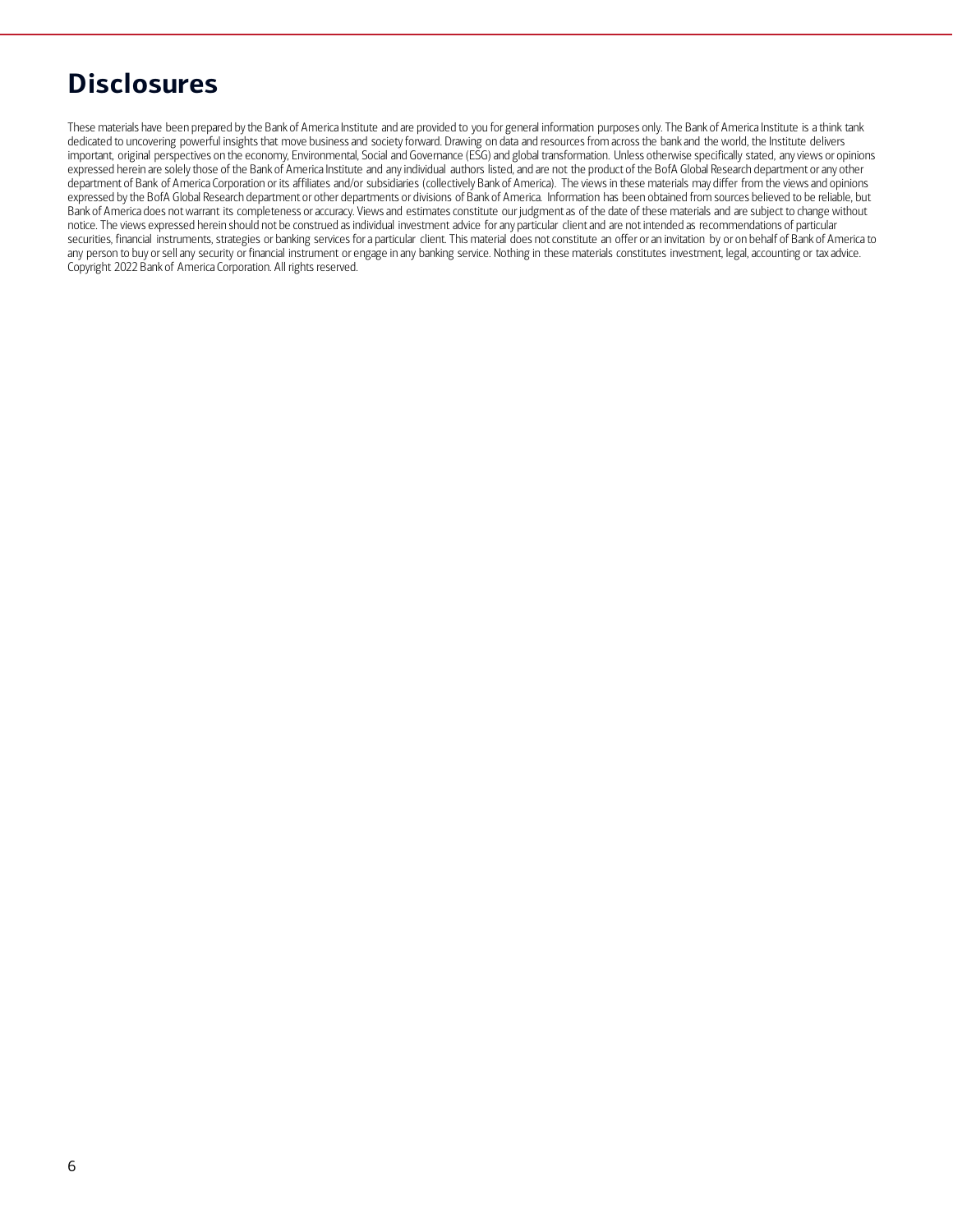# Disclosures

These materials have been prepared by the Bank of America Institute and are provided to you for general information purposes only. The Bank of America Institute is a think tank dedicated to uncovering powerful insights that move business and society forward. Drawing on data and resources from across the bank and the world, the Institute delivers important, original perspectives on the economy, Environmental, Social and Governance (ESG) and global transformation. Unless otherwise specifically stated, any views or opinions expressed herein are solely those of the Bank of America Institute and any individual authors listed, and are not the product of the BofA Global Research department or any other department of Bank of America Corporation or its affiliates and/or subsidiaries (collectively Bank of America). The views in these materials may differ from the views and opinions expressed by the BofA Global Research department or other departments or divisions of Bank of America. Information has been obtained from sources believed to be reliable, but Bank of America does not warrant its completeness or accuracy. Views and estimates constitute our judgment as of the date of these materials and are subject to change without notice. The views expressed herein should not be construed as individual investment advice for any particular client and are not intended as recommendations of particular securities, financial instruments, strategies or banking services for a particular client. This material does not constitute an offer or an invitation by or on behalf of Bank of America to any person to buy or sell any security or financial instrument or engage in any banking service. Nothing in these materials constitutes investment, legal, accounting or tax advice. Copyright 2022 Bank of America Corporation. All rights reserved.